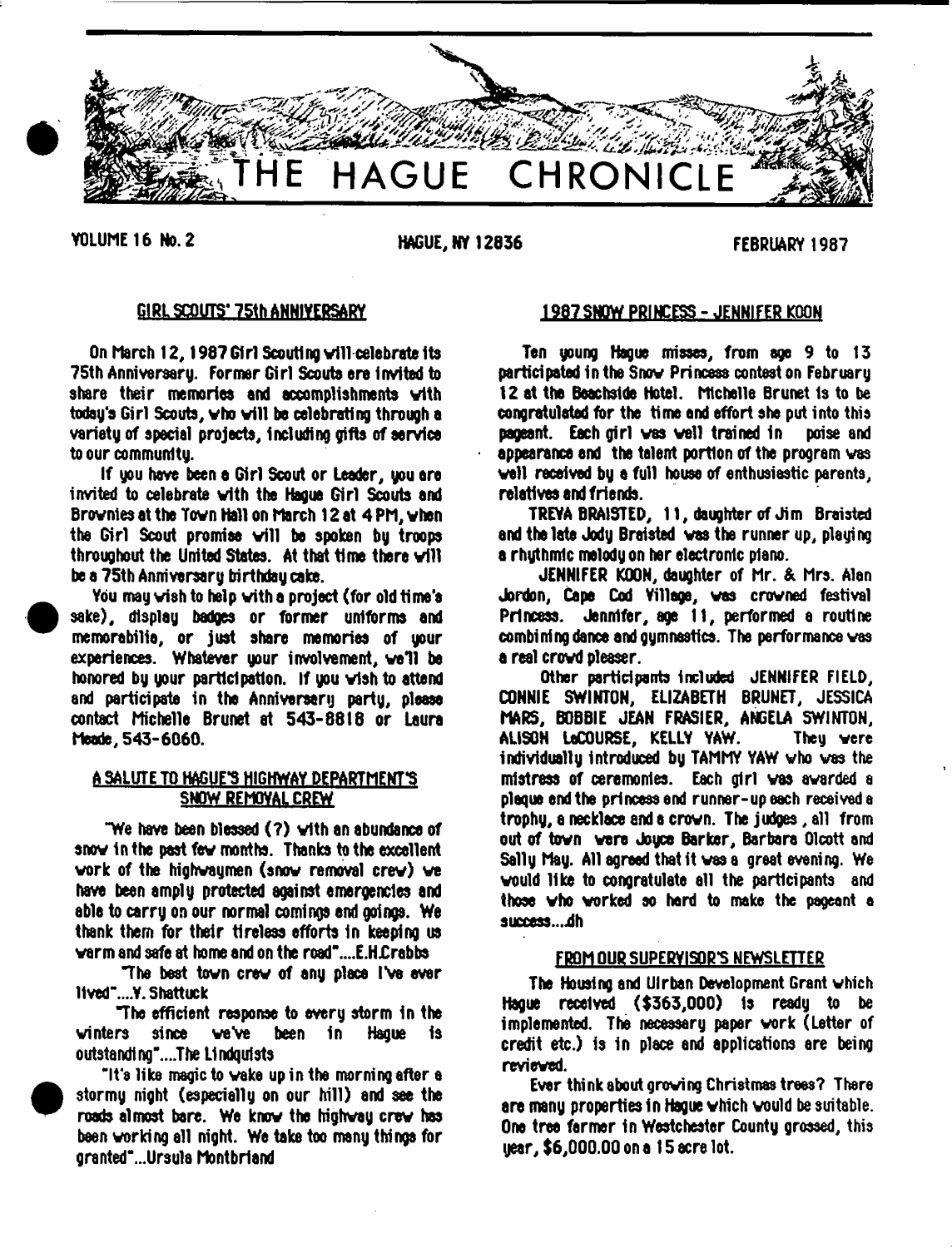# THE HAGUE CHRONICLE

VOLUME 16 No. 2 — HAGUE, NY 12836 — FEBRUARY 1987

## GIRL SCOUTS' 75th ANNIVERSARY

On March 12, 1987 Girl Scouting will celebrate its 75th Anniversary. Former Girl Scouts are invited to share their memories and accomplishments with today's Girl Scouts, who will be celebrating through a variety of special projects, including gifts of service to our community.

If you have been a Girl Scout or Leader, you are invited to celebrate with the Hague Girl Scouts and Brownies at the Town Hall on March 12 at 4 PM, when the Girl Scout promise will be spoken by troops throughout the United States. At that time there will be a 75th Anniversary birthday cake.

You may wish to help with a project (for old time's sake), display badges or former uniforms and memorabilia, or just share memories of your experiences. Whatever your involvement, we'll be honored by your participation. If you wish to attend and participate in the Anniversary party, please contact Michelle Brunet at 543-8818 or Laura Meade, 543-6060.

## A SALUTE TO HAGUE'S HIGHWAY DEPARTMENT'S SNOW REMOVAL CREW

"We have been blessed (?) with an abundance of snow in the past few months. Thanks to the excellent work of the highwaymen (snow removal crew) we have been amply protected against emergencies and able to carry on our normal comings and goings. We thank them for their tireless efforts in keeping us warm and safe at home and on the road"....E.H.Crabbs

"The best town crew of any place I've ever lived"....Y. Shattuck

"The efficient response to every storm in the winters since we've been in Hague is outstanding"....The Lindquists

"It's like magic to wake up in the morning after a stormy night (especially on our hill) and see the roads almost bare. We know the highway crew has been working all night. We take too many things for granted"...Ursula Montbriand

## 1987 SNOW PRINCESS - JENNIFER KOON

Ten young Hague misses, from age 9 to 13 participated in the Snow Princess contest on February 12 at the Beachside Hotel. Michelle Brunet is to be congratulated for the time and effort she put into this pageant. Each girl was well trained in poise and appearance and the talent portion of the program was well received by a full house of enthusiastic parents, relatives and friends.

TREVA BRAISTED, 11, daughter of Jim Braisted and the late Jody Braisted was the runner up, playing a rhythmic melody on her electronic piano.

JENNIFER KOON, daughter of Mr. & Mrs. Alan Jordon, Cape Cod Village, was crowned festival Princess. Jennifer, age 11, performed a routine combining dance and gymnastics. The performance was a real crowd pleaser.

Other participants included JENNIFER FIELD, CONNIE SWINTON, ELIZABETH BRUNET, JESSICA MARS, BOBBIE JEAN FRASIER, ANGELA SWINTON, ALISON LaCOURSE, KELLY YAW. They were individually introduced by TAMMY YAW who was the mistress of ceremonies. Each girl was awarded a plaque and the princess and runner-up each received a trophy, a necklace and a crown. The judges, all from out of town were Joyce Barker, Barbara Olcott and Sally May. All agreed that it was a great evening. We would like to congratulate all the participants and those who worked so hard to make the pageant a success...dh

## FROM OUR SUPERVISOR'S NEWSLETTER

The Housing and Urban Development Grant which Hague received ($363,000) is ready to be implemented. The necessary paper work (Letter of credit etc.) is in place and applications are being reviewed.

Ever think about growing Christmas trees? There are many properties in Hague which would be suitable. One tree farmer in Westchester County grossed, this year, $6,000.00 on a 15 acre lot.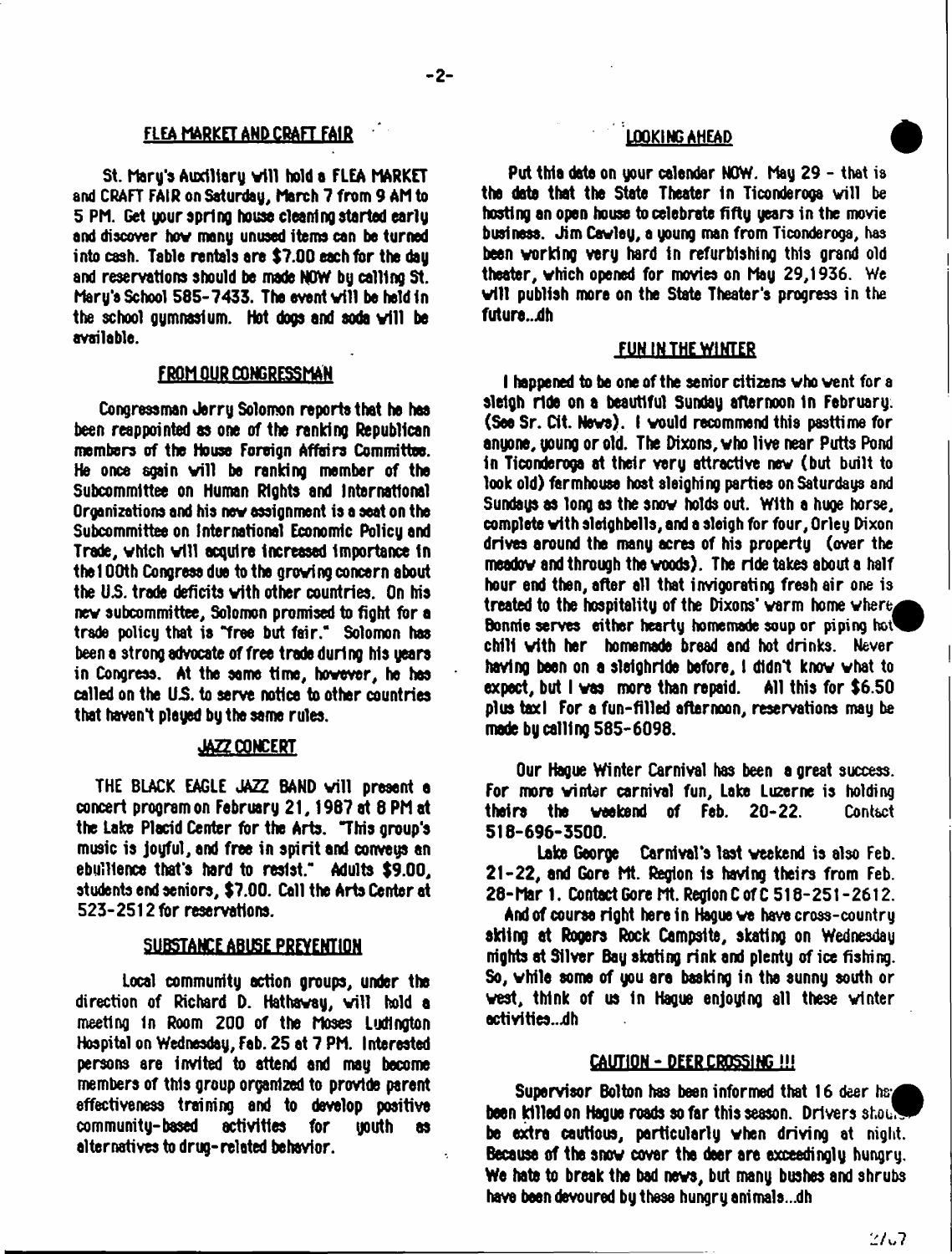## FLEA MARKET AND CRAFT FAIR

St. Mary's Auxiliary will hold a FLEA MARKET and CRAFT FAIR on Saturday, March 7 from 9 AM to 5 PM. Get your spring house cleaning started early and discover how many unused items can be turned into cash. Table rentals are $7.00 each for the day and reservations should be made NOW by calling St. Mary's School 585-7433. The event will be held in the school gymnasium. Hot dogs and soda will be available.

## FROM OUR CONGRESSMAN

Congressman Jerry Solomon reports that he has been reappointed as one of the ranking Republican members of the House Foreign Affairs Committee. He once again will be ranking member of the Subcommittee on Human Rights and International Organizations and his new assignment is a seat on the Subcommittee on International Economic Policy and Trade, which will acquire increased importance in the 100th Congress due to the growing concern about the U.S. trade deficits with other countries. On his new subcommittee, Solomon promised to fight for a trade policy that is "free but fair." Solomon has been a strong advocate of free trade during his years in Congress. At the same time, however, he has called on the U.S. to serve notice to other countries that haven't played by the same rules.

## JAZZ CONCERT

THE BLACK EAGLE JAZZ BAND will present a concert program on February 21, 1987 at 8 PM at the Lake Placid Center for the Arts. "This group's music is joyful, and free in spirit and conveys an ebullience that's hard to resist." Adults $9.00, students and seniors, $7.00. Call the Arts Center at 523-2512 for reservations.

## SUBSTANCE ABUSE PREVENTION

Local community action groups, under the direction of Richard D. Hathaway, will hold a meeting in Room 200 of the Moses Ludington Hospital on Wednesday, Feb. 25 at 7 PM. Interested persons are invited to attend and may become members of this group organized to provide parent effectiveness training and to develop positive community-based activities for youth as alternatives to drug-related behavior.

## LOOKING AHEAD

Put this date on your calendar NOW. May 29 - that is the date that the State Theater in Ticonderoga will be hosting an open house to celebrate fifty years in the movie business. Jim Cawley, a young man from Ticonderoga, has been working very hard in refurbishing this grand old theater, which opened for movies on May 29, 1936. We will publish more on the State Theater's progress in the future...dh

## FUN IN THE WINTER

I happened to be one of the senior citizens who went for a sleigh ride on a beautiful Sunday afternoon in February. (See Sr. Cit. News). I would recommend this pasttime for anyone, young or old. The Dixons, who live near Putts Pond in Ticonderoga at their very attractive new (but built to look old) farmhouse host sleighing parties on Saturdays and Sundays as long as the snow holds out. With a huge horse, complete with sleighbells, and a sleigh for four, Orley Dixon drives around the many acres of his property (over the meadow and through the woods). The ride takes about a half hour and then, after all that invigorating fresh air one is treated to the hospitality of the Dixons' warm home where Bonnie serves either hearty homemade soup or piping hot chili with her homemade bread and hot drinks. Never having been on a sleighride before, I didn't know what to expect, but I was more than repaid. All this for $6.50 plus tax! For a fun-filled afternoon, reservations may be made by calling 585-6098.

Our Hague Winter Carnival has been a great success. For more winter carnival fun, Lake Luzerne is holding theirs the weekend of Feb. 20-22. Contact 518-696-3500.

Lake George Carnival's last weekend is also Feb. 21-22, and Gore Mt. Region is having theirs from Feb. 28-Mar 1. Contact Gore Mt. Region C of C 518-251-2612.

And of course right here in Hague we have cross-country skiing at Rogers Rock Campsite, skating on Wednesday nights at Silver Bay skating rink and plenty of ice fishing. So, while some of you are basking in the sunny south or west, think of us in Hague enjoying all these winter activities...dh

## CAUTION - DEER CROSSING !!!

Supervisor Bolton has been informed that 16 deer have been killed on Hague roads so far this season. Drivers should be extra cautious, particularly when driving at night. Because of the snow cover the deer are exceedingly hungry. We hate to break the bad news, but many bushes and shrubs have been devoured by these hungry animals...dh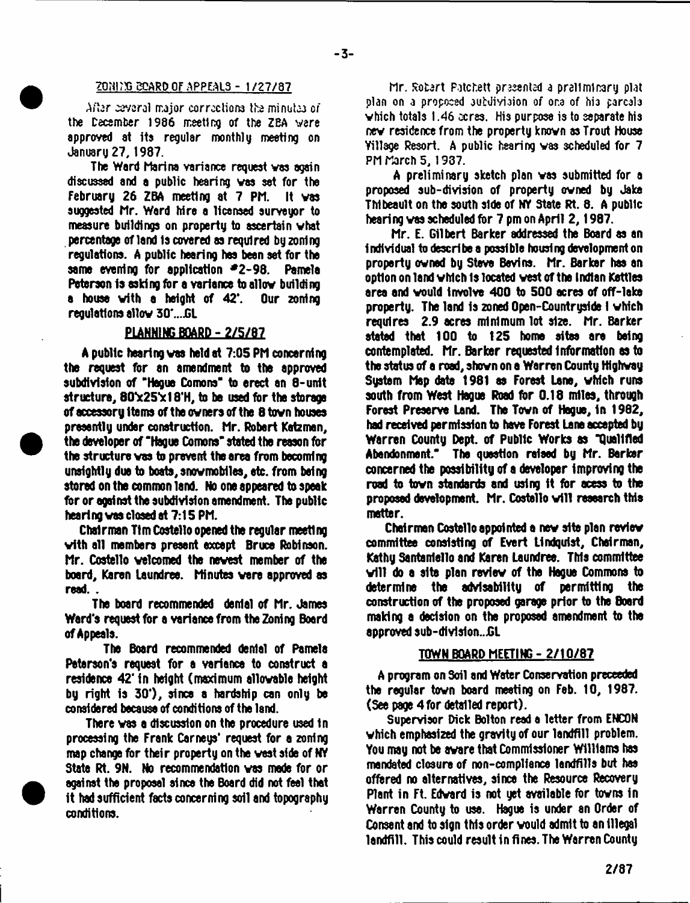## ZONING BOARD OF APPEALS - 1/27/87

After several major corrections the minutes of the December 1986 meeting of the ZBA were approved at its regular monthly meeting on January 27, 1987.

The Ward Marina variance request was again discussed and a public hearing was set for the February 26 ZBA meeting at 7 PM. It was suggested Mr. Ward hire a licensed surveyor to measure buildings on property to ascertain what percentage of land is covered as required by zoning regulations. A public hearing has been set for the same evening for application #2-98. Pamela Peterson is asking for a variance to allow building a house with a height of 42'. Our zoning regulations allow 30'....GL

## PLANNING BOARD - 2/5/87

A public hearing was held at 7:05 PM concerning the request for an amendment to the approved subdivision of "Hague Comons" to erect an 8-unit structure, 80'x25'x18'H, to be used for the storage of accessory items of the owners of the 8 town houses presently under construction. Mr. Robert Katzman, the developer of "Hague Comons" stated the reason for the structure was to prevent the area from becoming unsightly due to boats, snowmobiles, etc. from being stored on the common land. No one appeared to speak for or against the subdivision amendment. The public hearing was closed at 7:15 PM.

Chairman Tim Costello opened the regular meeting with all members present except Bruce Robinson. Mr. Costello welcomed the newest member of the board, Karen Laundree. Minutes were approved as read. .

The board recommended denial of Mr. James Ward's request for a variance from the Zoning Board of Appeals.

The Board recommended denial of Pamela Peterson's request for a variance to construct a residence 42' in height (maximum allowable height by right is 30'), since a hardship can only be considered because of conditions of the land.

There was a discussion on the procedure used in processing the Frank Carneys' request for a zoning map change for their property on the west side of NY State Rt. 9N. No recommendation was made for or against the proposal since the Board did not feel that it had sufficient facts concerning soil and topography conditions.

Mr. Robert Patchett presented a preliminary plat plan on a proposed subdivision of one of his parcels which totals 1.46 acres. His purpose is to separate his new residence from the property known as Trout House Village Resort. A public hearing was scheduled for 7 PM March 5, 1987.

A preliminary sketch plan was submitted for a proposed sub-division of property owned by Jake Thibeault on the south side of NY State Rt. 8. A public hearing was scheduled for 7 pm on April 2, 1987.

Mr. E. Gilbert Barker addressed the Board as an individual to describe a possible housing development on property owned by Steve Bevins. Mr. Barker has an option on land which is located west of the Indian Kettles area and would involve 400 to 500 acres of off-lake property. The land is zoned Open-Countryside I which requires 2.9 acres minimum lot size. Mr. Barker stated that 100 to 125 home sites are being contemplated. Mr. Barker requested information as to the status of a road, shown on a Warren County Highway System Map date 1981 as Forest Lane, which runs south from West Hague Road for 0.18 miles, through Forest Preserve Land. The Town of Hague, in 1982, had received permission to have Forest Lane accepted by Warren County Dept. of Public Works as "Qualified Abandonment." The question raised by Mr. Barker concerned the possibility of a developer improving the road to town standards and using it for acess to the proposed development. Mr. Costello will research this matter.

Chairman Costello appointed a new site plan review committee consisting of Evert Lindquist, Chairman, Kathy Santaniello and Karen Laundree. This committee will do a site plan review of the Hague Commons to determine the advisability of permitting the construction of the proposed garage prior to the Board making a decision on the proposed amendment to the approved sub-division...GL

## TOWN BOARD MEETING - 2/10/87

A program on Soil and Water Conservation preceeded the regular town board meeting on Feb. 10, 1987. (See page 4 for detailed report).

Supervisor Dick Bolton read a letter from ENCON which emphasized the gravity of our landfill problem. You may not be aware that Commissioner Williams has mandated closure of non-compliance landfills but has offered no alternatives, since the Resource Recovery Plant in Ft. Edward is not yet available for towns in Warren County to use. Hague is under an Order of Consent and to sign this order would admit to an illegal landfill. This could result in fines. The Warren County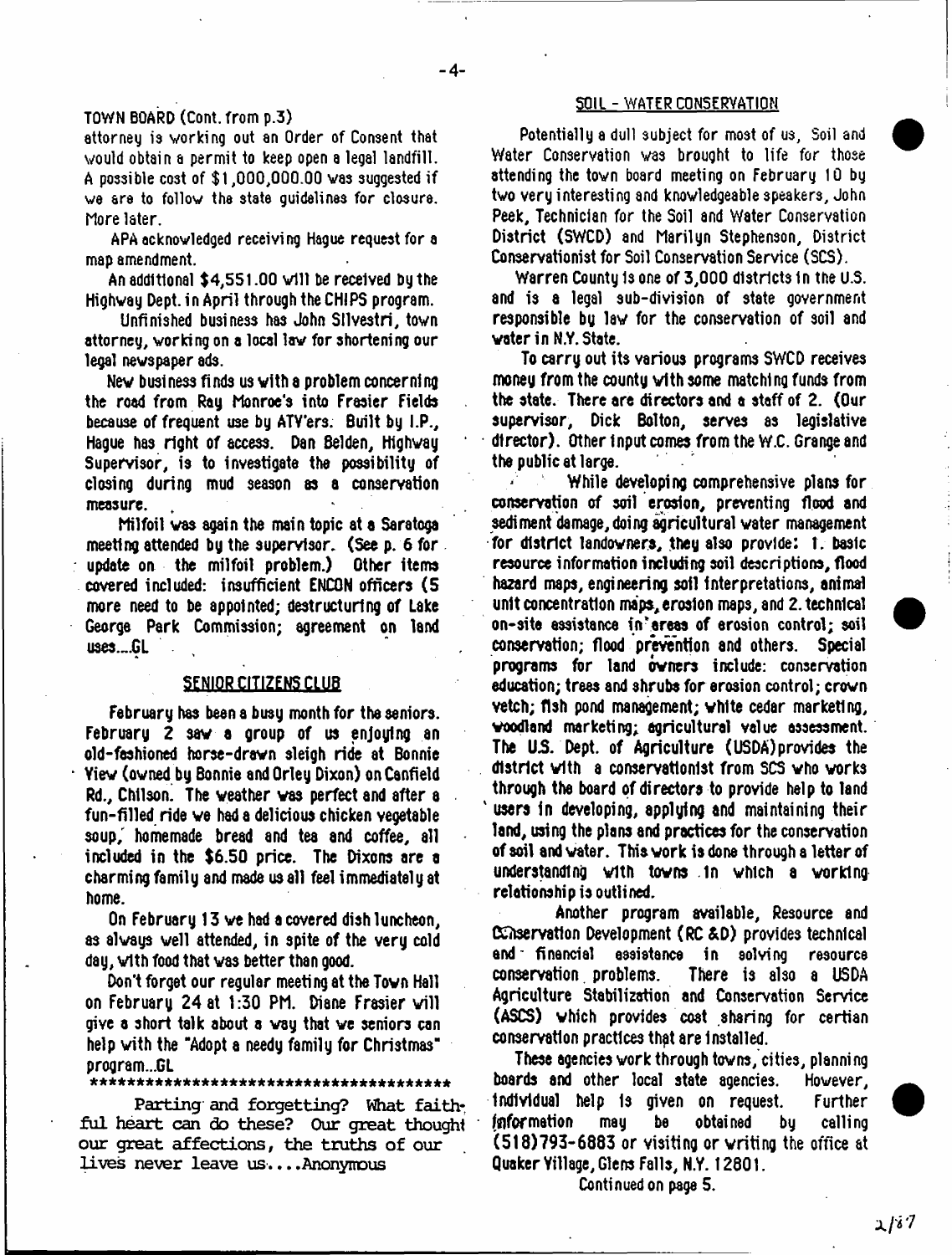TOWN BOARD (Cont. from p.3)

attorney is working out an Order of Consent that would obtain a permit to keep open a legal landfill. A possible cost of $1,000,000.00 was suggested if we are to follow the state guidelines for closure. More later.

APA acknowledged receiving Hague request for a map amendment.

An additional $4,551.00 will be received by the Highway Dept. in April through the CHIPS program.

Unfinished business has John Silvestri, town attorney, working on a local law for shortening our legal newspaper ads.

New business finds us with a problem concerning the road from Ray Monroe's into Frasier Fields because of frequent use by ATV'ers. Built by I.P., Hague has right of access. Dan Belden, Highway Supervisor, is to investigate the possibility of closing during mud season as a conservation measure.

Milfoil was again the main topic at a Saratoga meeting attended by the supervisor. (See p. 6 for update on the milfoil problem.) Other items covered included: insufficient ENCON officers (5 more need to be appointed; destructuring of Lake George Park Commission; agreement on land uses....GL

## SENIOR CITIZENS CLUB

February has been a busy month for the seniors. February 2 saw a group of us enjoying an old-fashioned horse-drawn sleigh ride at Bonnie View (owned by Bonnie and Orley Dixon) on Canfield Rd., Chilson. The weather was perfect and after a fun-filled ride we had a delicious chicken vegetable soup, homemade bread and tea and coffee, all included in the $6.50 price. The Dixons are a charming family and made us all feel immediately at home.

On February 13 we had a covered dish luncheon, as always well attended, in spite of the very cold day, with food that was better than good.

Don't forget our regular meeting at the Town Hall on February 24 at 1:30 PM. Diane Frasier will give a short talk about a way that we seniors can help with the "Adopt a needy family for Christmas" program...GL

****************************************

Parting and forgetting? What faithful heart can do these? Our great thought our great affections, the truths of our lives never leave us....Anonymous

## SOIL - WATER CONSERVATION

Potentially a dull subject for most of us, Soil and Water Conservation was brought to life for those attending the town board meeting on February 10 by two very interesting and knowledgeable speakers, John Peek, Technician for the Soil and Water Conservation District (SWCD) and Marilyn Stephenson, District Conservationist for Soil Conservation Service (SCS).

Warren County is one of 3,000 districts in the U.S. and is a legal sub-division of state government responsible by law for the conservation of soil and water in N.Y. State.

To carry out its various programs SWCD receives money from the county with some matching funds from the state. There are directors and a staff of 2. (Our supervisor, Dick Bolton, serves as legislative director). Other input comes from the W.C. Grange and the public at large.

While developing comprehensive plans for conservation of soil erosion, preventing flood and sediment damage, doing agricultural water management for district landowners, they also provide: 1. basic resource information including soil descriptions, flood hazard maps, engineering soil interpretations, animal unit concentration maps, erosion maps, and 2. technical on-site assistance in areas of erosion control; soil conservation; flood prevention and others. Special programs for land owners include: conservation education; trees and shrubs for erosion control; crown vetch; fish pond management; white cedar marketing, woodland marketing; agricultural value assessment. The U.S. Dept. of Agriculture (USDA) provides the district with a conservationist from SCS who works through the board of directors to provide help to land users in developing, applying and maintaining their land, using the plans and practices for the conservation of soil and water. This work is done through a letter of understanding with towns in which a working relationship is outlined.

Another program available, Resource and Conservation Development (RC &D) provides technical and financial assistance in solving resource conservation problems. There is also a USDA Agriculture Stabilization and Conservation Service (ASCS) which provides cost sharing for certian conservation practices that are installed.

These agencies work through towns, cities, planning boards and other local state agencies. However, individual help is given on request. Further information may be obtained by calling (518)793-6883 or visiting or writing the office at Quaker Village, Glens Falls, N.Y. 12801.

Continued on page 5.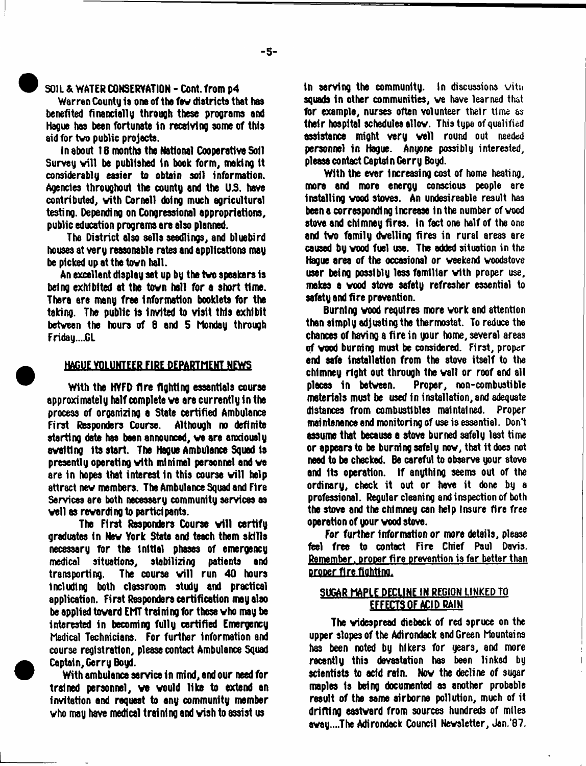SOIL & WATER CONSERVATION - Cont. from p4

Warren County is one of the few districts that has benefited financially through these programs and Hague has been fortunate in receiving some of this aid for two public projects.

In about 18 months the National Cooperative Soil Survey will be published in book form, making it considerably easier to obtain soil information. Agencies throughout the county and the U.S. have contributed, with Cornell doing much agricultural testing. Depending on Congressional appropriations, public education programs are also planned.

The District also sells seedlings, and bluebird houses at very reasonable rates and applications may be picked up at the town hall.

An excellent display set up by the two speakers is being exhibited at the town hall for a short time. There are many free information booklets for the taking. The public is invited to visit this exhibit between the hours of 8 and 5 Monday through Friday....GL

## HAGUE VOLUNTEER FIRE DEPARTMENT NEWS

With the HVFD fire fighting essentials course approximately half complete we are currently in the process of organizing a State certified Ambulance First Responders Course. Although no definite starting date has been announced, we are anxiously awaiting its start. The Hague Ambulance Squad is presently operating with minimal personnel and we are in hopes that interest in this course will help attract new members. The Ambulance Squad and Fire Services are both necessary community services as well as rewarding to participants.

The First Responders Course will certify graduates in New York State and teach them skills necessary for the initial phases of emergency medical situations, stabilizing patients and transporting. The course will run 40 hours including both classroom study and practical application. First Responders certification may also be applied toward EMT training for those who may be interested in becoming fully certified Emergency Medical Technicians. For further information and course registration, please contact Ambulance Squad Captain, Gerry Boyd.

With ambulance service in mind, and our need for trained personnel, we would like to extend an invitation and request to any community member who may have medical training and wish to assist us in serving the community. In discussions with squads in other communities, we have learned that for example, nurses often volunteer their time as their hospital schedules allow. This type of qualified assistance might very well round out needed personnel in Hague. Anyone possibly interested, please contact Captain Gerry Boyd.

With the ever increasing cost of home heating, more and more energy conscious people are installing wood stoves. An undesireable result has been a corresponding increase in the number of wood stove and chimney fires. In fact one half of the one and two family dwelling fires in rural areas are caused by wood fuel use. The added situation in the Hague area of the occasional or weekend woodstove user being possibly less familiar with proper use, makes a wood stove safety refresher essential to safety and fire prevention.

Burning wood requires more work and attention than simply adjusting the thermostat. To reduce the chances of having a fire in your home, several areas of wood burning must be considered. First, proper and safe installation from the stove itself to the chimney right out through the wall or roof and all places in between. Proper, non-combustible materials must be used in installation, and adequate distances from combustibles maintained. Proper maintenance and monitoring of use is essential. Don't assume that because a stove burned safely last time or appears to be burning safely now, that it does not need to be checked. Be careful to observe your stove and its operation. If anything seems out of the ordinary, check it out or have it done by a professional. Regular cleaning and inspection of both the stove and the chimney can help insure fire free operation of your wood stove.

For further information or more details, please feel free to contact Fire Chief Paul Davis. Remember, proper fire prevention is far better than proper fire fighting.

## SUGAR MAPLE DECLINE IN REGION LINKED TO EFFECTS OF ACID RAIN

The widespread dieback of red spruce on the upper slopes of the Adirondack and Green Mountains has been noted by hikers for years, and more recently this devastation has been linked by scientists to acid rain. Now the decline of sugar maples is being documented as another probable result of the same airborne pollution, much of it drifting eastward from sources hundreds of miles away....The Adirondack Council Newsletter, Jan.'87.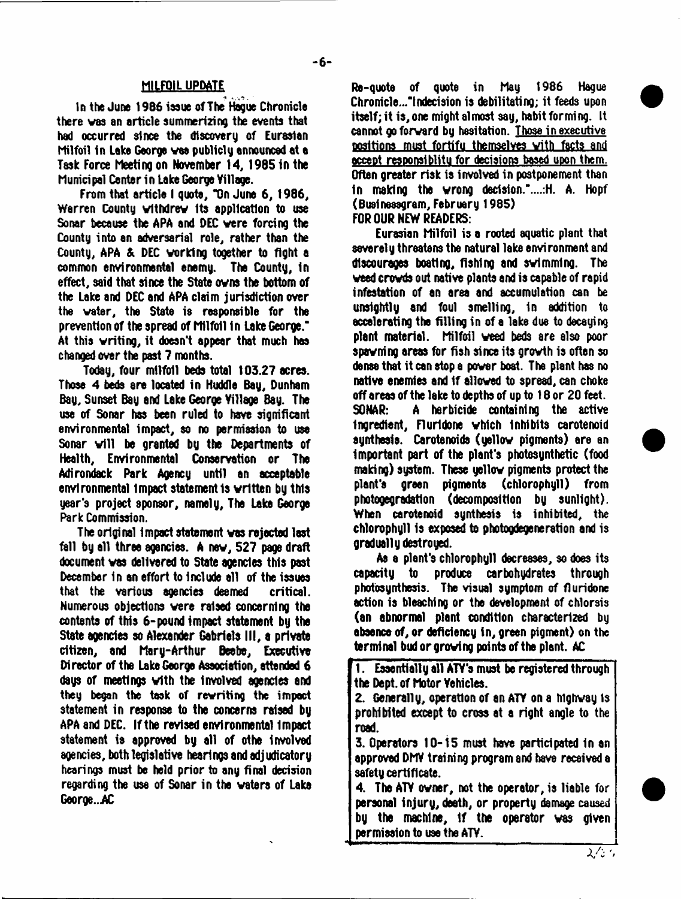## MILFOIL UPDATE

In the June 1986 issue of The Hague Chronicle there was an article summerizing the events that had occurred since the discovery of Eurasian Milfoil in Lake George was publicly announced at a Task Force Meeting on November 14, 1985 in the Municipal Center in Lake George Village.

From that article I quote, "On June 6, 1986, Warren County withdrew its application to use Sonar because the APA and DEC were forcing the County into an adversarial role, rather than the County, APA & DEC working together to fight a common environmental enemy. The County, in effect, said that since the State owns the bottom of the Lake and DEC and APA claim jurisdiction over the water, the State is responsible for the prevention of the spread of Milfoil in Lake George." At this writing, it doesn't appear that much has changed over the past 7 months.

Today, four milfoil beds total 103.27 acres. Those 4 beds are located in Huddle Bay, Dunham Bay, Sunset Bay and Lake George Village Bay. The use of Sonar has been ruled to have significant environmental impact, so no permission to use Sonar will be granted by the Departments of Health, Environmental Conservation or The Adirondack Park Agency until an acceptable environmental impact statement is written by this year's project sponsor, namely, The Lake George Park Commission.

The original impact statement was rejected last fall by all three agencies. A new, 527 page draft document was delivered to State agencies this past December in an effort to include all of the issues that the various agencies deemed critical. Numerous objections were raised concerning the contents of this 6-pound impact statement by the State agencies so Alexander Gabriels III, a private citizen, and Mary-Arthur Beebe, Executive Director of the Lake George Association, attended 6 days of meetings with the involved agencies and they began the task of rewriting the impact statement in response to the concerns raised by APA and DEC. If the revised environmental impact statement is approved by all of othe involved agencies, both legislative hearings and adjudicatory hearings must be held prior to any final decision regarding the use of Sonar in the waters of Lake George...AC

Re-quote of quote in May 1986 Hague Chronicle..."Indecision is debilitating; it feeds upon itself; it is, one might almost say, habit forming. It cannot go forward by hesitation. Those in executive positions must fortify themselves with facts and accept responsiblity for decisions based upon them. Often greater risk is involved in postponement than in making the wrong decision."....:H. A. Hopf (Businessgram, February 1985)

**FOR OUR NEW READERS:**

Eurasian Milfoil is a rooted aquatic plant that severely threatens the natural lake environment and discourages boating, fishing and swimming. The weed crowds out native plants and is capable of rapid infestation of an area and accumulation can be unsightly and foul smelling, in addition to accelerating the filling in of a lake due to decaying plant material. Milfoil weed beds are also poor spawning areas for fish since its growth is often so dense that it can stop a power boat. The plant has no native enemies and if allowed to spread, can choke off areas of the lake to depths of up to 18 or 20 feet.

SONAR: A herbicide containing the active ingredient, Fluridone which inhibits carotenoid synthesis. Carotenoids (yellow pigments) are an important part of the plant's photosynthetic (food making) system. These yellow pigments protect the plant's green pigments (chlorophyll) from photodegradation (decomposition by sunlight). When carotenoid synthesis is inhibited, the chlorophyll is exposed to photodegeneration and is gradually destroyed.

As a plant's chlorophyll decreases, so does its capacity to produce carbohydrates through photosynthesis. The visual symptom of fluridone action is bleaching or the development of chlorsis (an abnormal plant condition characterized by absence of, or deficiency in, green pigment) on the terminal bud or growing points of the plant. AC

1. Essentially all ATV's must be registered through the Dept. of Motor Vehicles.
2. Generally, operation of an ATV on a highway is prohibited except to cross at a right angle to the road.
3. Operators 10-15 must have participated in an approved DMV training program and have received a safety certificate.
4. The ATV owner, not the operator, is liable for personal injury, death, or property damage caused by the machine, if the operator was given permission to use the ATV.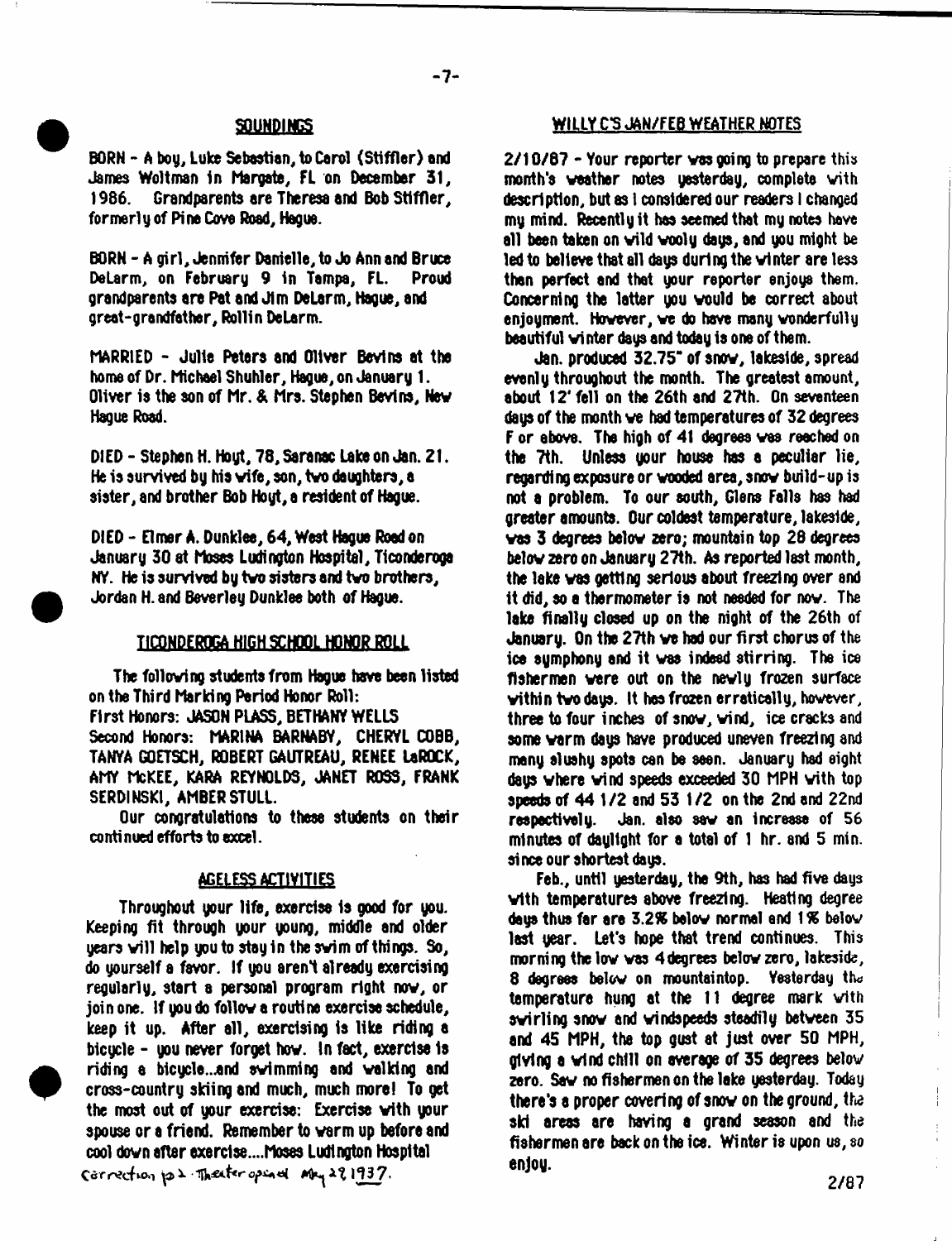## SOUNDINGS

BORN - A boy, Luke Sebastian, to Carol (Stiffler) and James Woltman in Margate, FL on December 31, 1986. Grandparents are Theresa and Bob Stiffler, formerly of Pine Cove Road, Hague.

BORN - A girl, Jennifer Danielle, to Jo Ann and Bruce DeLarm, on February 9 in Tampa, FL. Proud grandparents are Pat and Jim DeLarm, Hague, and great-grandfather, Rollin DeLarm.

MARRIED - Julie Peters and Oliver Bevins at the home of Dr. Michael Shuhler, Hague, on January 1. Oliver is the son of Mr. & Mrs. Stephen Bevins, New Hague Road.

DIED - Stephen H. Hoyt, 78, Saranac Lake on Jan. 21. He is survived by his wife, son, two daughters, a sister, and brother Bob Hoyt, a resident of Hague.

DIED - Elmer A. Dunklee, 64, West Hague Road on January 30 at Moses Ludington Hospital, Ticonderoga NY. He is survived by two sisters and two brothers, Jordan H. and Beverley Dunklee both of Hague.

## TICONDEROGA HIGH SCHOOL HONOR ROLL

The following students from Hague have been listed on the Third Marking Period Honor Roll:

First Honors: JASON PLASS, BETHANY WELLS

Second Honors: MARINA BARNABY, CHERYL COBB, TANYA GOETSCH, ROBERT GAUTREAU, RENEE LaROCK, AMY McKEE, KARA REYNOLDS, JANET ROSS, FRANK SERDINSKI, AMBER STULL.

Our congratulations to these students on their continued efforts to excel.

## AGELESS ACTIVITIES

Throughout your life, exercise is good for you. Keeping fit through your young, middle and older years will help you to stay in the swim of things. So, do yourself a favor. If you aren't already exercising regularly, start a personal program right now, or join one. If you do follow a routine exercise schedule, keep it up. After all, exercising is like riding a bicycle - you never forget how. In fact, exercise is riding a bicycle...and swimming and walking and cross-country skiing and much, much more! To get the most out of your exercise: Exercise with your spouse or a friend. Remember to warm up before and cool down after exercise....Moses Ludington Hospital

Correction p.2 - Theater opened May 28 1937.

## WILLY C'S JAN/FEB WEATHER NOTES

2/10/87 - Your reporter was going to prepare this month's weather notes yesterday, complete with description, but as I considered our readers I changed my mind. Recently it has seemed that my notes have all been taken on wild wooly days, and you might be led to believe that all days during the winter are less than perfect and that your reporter enjoys them. Concerning the latter you would be correct about enjoyment. However, we do have many wonderfully beautiful winter days and today is one of them.

Jan. produced 32.75" of snow, lakeside, spread evenly throughout the month. The greatest amount, about 12' fell on the 26th and 27th. On seventeen days of the month we had temperatures of 32 degrees F or above. The high of 41 degrees was reached on the 7th. Unless your house has a peculiar lie, regarding exposure or wooded area, snow build-up is not a problem. To our south, Glens Falls has had greater amounts. Our coldest temperature, lakeside, was 3 degrees below zero; mountain top 28 degrees below zero on January 27th. As reported last month, the lake was getting serious about freezing over and it did, so a thermometer is not needed for now. The lake finally closed up on the night of the 26th of January. On the 27th we had our first chorus of the ice symphony and it was indeed stirring. The ice fishermen were out on the newly frozen surface within two days. It has frozen erratically, however, three to four inches of snow, wind, ice cracks and some warm days have produced uneven freezing and many slushy spots can be seen. January had eight days where wind speeds exceeded 30 MPH with top speeds of 44 1/2 and 53 1/2 on the 2nd and 22nd respectively. Jan. also saw an increase of 56 minutes of daylight for a total of 1 hr. and 5 min. since our shortest days.

Feb., until yesterday, the 9th, has had five days with temperatures above freezing. Heating degree days thus far are 3.2% below normal and 1% below last year. Let's hope that trend continues. This morning the low was 4 degrees below zero, lakeside, 8 degrees below on mountaintop. Yesterday the temperature hung at the 11 degree mark with swirling snow and windspeeds steadily between 35 and 45 MPH, the top gust at just over 50 MPH, giving a wind chill on average of 35 degrees below zero. Saw no fishermen on the lake yesterday. Today there's a proper covering of snow on the ground, the ski areas are having a grand season and the fishermen are back on the ice. Winter is upon us, so enjoy.

2/87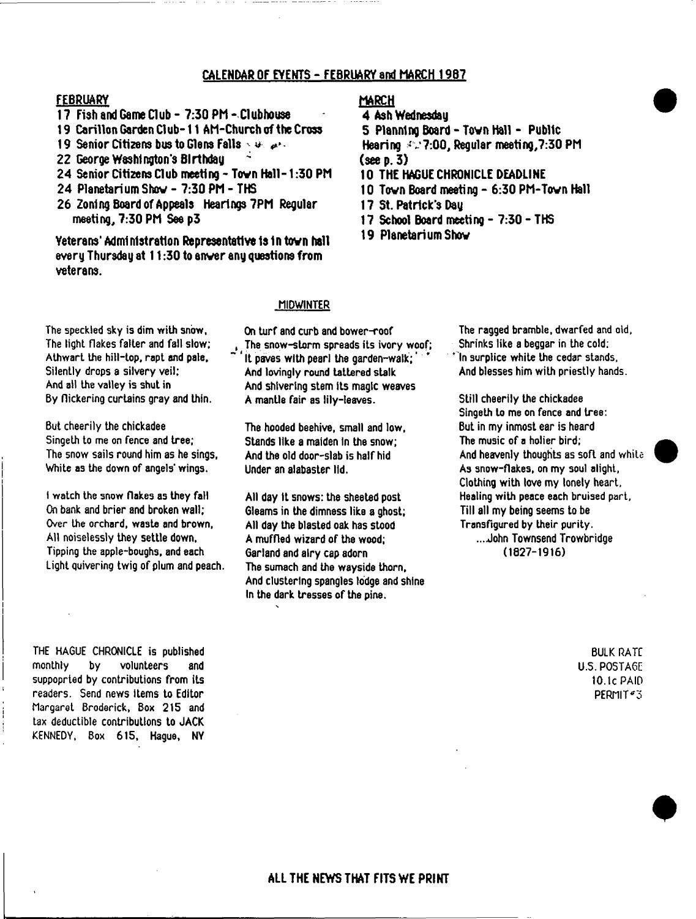## CALENDAR OF EVENTS - FEBRUARY and MARCH 1987

**FEBRUARY**

17 Fish and Game Club - 7:30 PM - Clubhouse
19 Carillon Garden Club - 11 AM-Church of the Cross
19 Senior Citizens bus to Glens Falls
22 George Washington's Birthday
24 Senior Citizens Club meeting - Town Hall - 1:30 PM
24 Planetarium Show - 7:30 PM - THS
26 Zoning Board of Appeals Hearings 7PM Regular meeting, 7:30 PM See p3

Veterans' Administration Representative is in town hall every Thursday at 11:30 to anwer any questions from veterans.

**MARCH**

4 Ash Wednesday
5 Planning Board - Town Hall - Public Hearing 7:00, Regular meeting, 7:30 PM (see p. 3)
10 THE HAGUE CHRONICLE DEADLINE
10 Town Board meeting - 6:30 PM-Town Hall
17 St. Patrick's Day
17 School Board meeting - 7:30 - THS
19 Planetarium Show

### MIDWINTER

The speckled sky is dim with snow,
The light flakes falter and fall slow;
Athwart the hill-top, rapt and pale,
Silently drops a silvery veil;
And all the valley is shut in
By flickering curtains gray and thin.

But cheerily the chickadee
Singeth to me on fence and tree;
The snow sails round him as he sings,
White as the down of angels' wings.

I watch the snow flakes as they fall
On bank and brier and broken wall;
Over the orchard, waste and brown,
All noiselessly they settle down,
Tipping the apple-boughs, and each
Light quivering twig of plum and peach.

On turf and curb and bower-roof
The snow-storm spreads its ivory woof;
It paves with pearl the garden-walk;
And lovingly round tattered stalk
And shivering stem its magic weaves
A mantle fair as lily-leaves.

The hooded beehive, small and low,
Stands like a maiden in the snow;
And the old door-slab is half hid
Under an alabaster lid.

All day it snows: the sheeted post
Gleams in the dimness like a ghost;
All day the blasted oak has stood
A muffled wizard of the wood;
Garland and airy cap adorn
The sumach and the wayside thorn,
And clustering spangles lodge and shine
In the dark tresses of the pine.

The ragged bramble, dwarfed and old,
Shrinks like a beggar in the cold;
In surplice white the cedar stands,
And blesses him with priestly hands.

Still cheerily the chickadee
Singeth to me on fence and tree:
But in my inmost ear is heard
The music of a holier bird;
And heavenly thoughts as soft and white
As snow-flakes, on my soul alight,
Clothing with love my lonely heart,
Healing with peace each bruised part,
Till all my being seems to be
Transfigured by their purity.

...John Townsend Trowbridge
(1827-1916)

THE HAGUE CHRONICLE is published monthly by volunteers and suppoprted by contributions from its readers. Send news items to Editor Margaret Broderick, Box 215 and tax deductible contributions to JACK KENNEDY, Box 615, Hague, NY

BULK RATE
U.S. POSTAGE
10.1c PAID
PERMIT #3

**ALL THE NEWS THAT FITS WE PRINT**